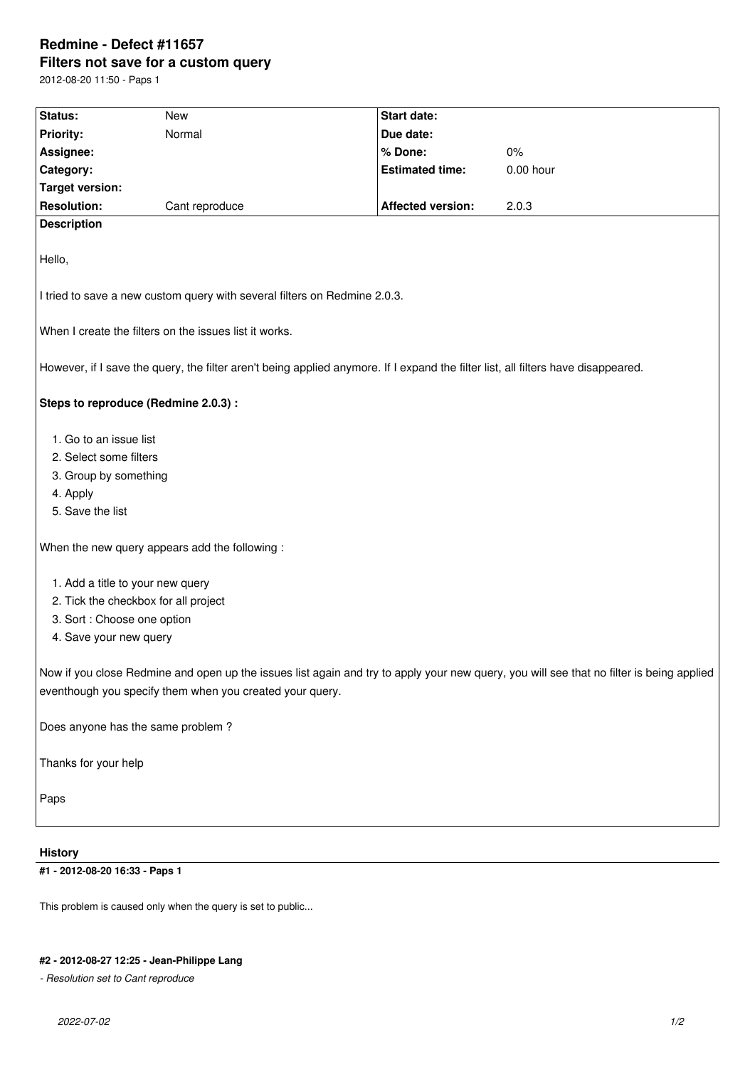# Redmine - Defect #11657

## Filters not save for a custom query

2012-08-20 11:50 - Paps 1

| Status: | New | Start date: | |
|---|---|---|---|
| Priority: | Normal | Due date: | |
| Assignee: | | % Done: | 0% |
| Category: | | Estimated time: | 0.00 hour |
| Target version: | | | |
| Resolution: | Cant reproduce | Affected version: | 2.0.3 |

**Description**

Hello,

I tried to save a new custom query with several filters on Redmine 2.0.3.

When I create the filters on the issues list it works.

However, if I save the query, the filter aren't being applied anymore. If I expand the filter list, all filters have disappeared.

**Steps to reproduce (Redmine 2.0.3) :**

1. Go to an issue list
2. Select some filters
3. Group by something
4. Apply
5. Save the list

When the new query appears add the following :

1. Add a title to your new query
2. Tick the checkbox for all project
3. Sort : Choose one option
4. Save your new query

Now if you close Redmine and open up the issues list again and try to apply your new query, you will see that no filter is being applied eventhough you specify them when you created your query.

Does anyone has the same problem ?

Thanks for your help

Paps

### History

#### #1 - 2012-08-20 16:33 - Paps 1

This problem is caused only when the query is set to public...

#### #2 - 2012-08-27 12:25 - Jean-Philippe Lang

*- Resolution set to Cant reproduce*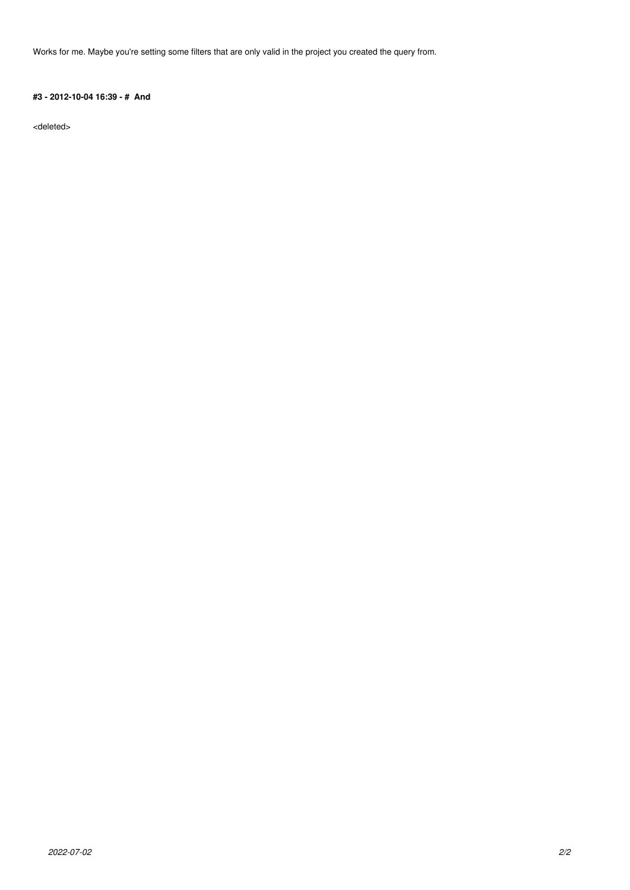Works for me. Maybe you're setting some filters that are only valid in the project you created the query from.

**#3 - 2012-10-04 16:39 - #  And**

<deleted>